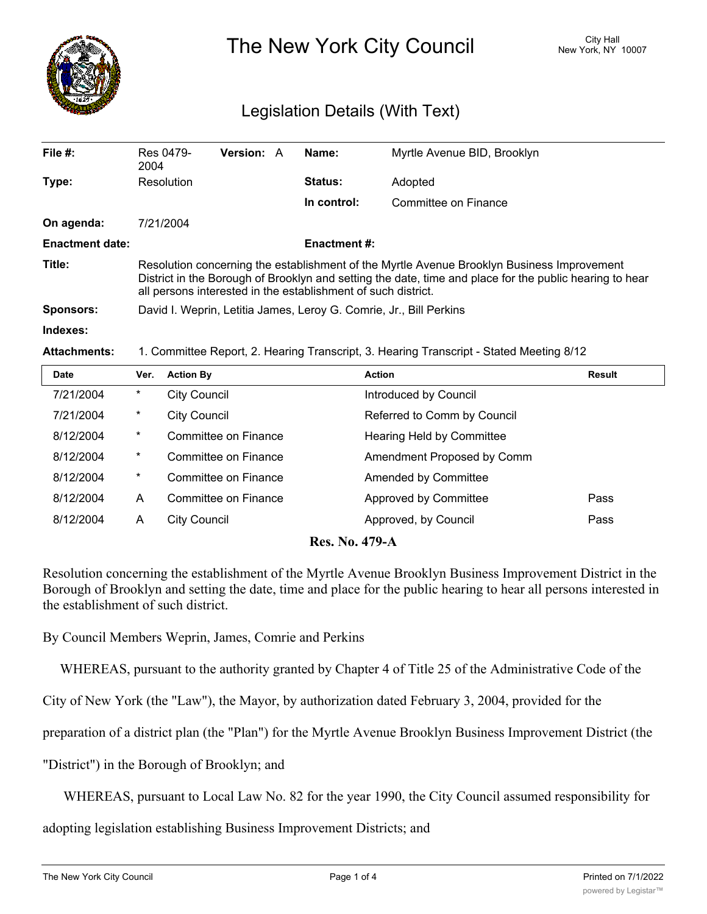# The New York City Council

City Hall
New York, NY 10007

## Legislation Details (With Text)

| | | | | | |
|---|---|---|---|---|---|
| **File #:** | Res 0479-2004 | **Version:** A | | **Name:** | Myrtle Avenue BID, Brooklyn |
| **Type:** | Resolution | | | **Status:** | Adopted |
| | | | | **In control:** | Committee on Finance |
| **On agenda:** | 7/21/2004 | | | | |
| **Enactment date:** | | | | **Enactment #:** | |

**Title:** Resolution concerning the establishment of the Myrtle Avenue Brooklyn Business Improvement District in the Borough of Brooklyn and setting the date, time and place for the public hearing to hear all persons interested in the establishment of such district.

**Sponsors:** David I. Weprin, Letitia James, Leroy G. Comrie, Jr., Bill Perkins

**Indexes:**

**Attachments:** 1. Committee Report, 2. Hearing Transcript, 3. Hearing Transcript - Stated Meeting 8/12

| Date | Ver. | Action By | Action | Result |
|---|---|---|---|---|
| 7/21/2004 | * | City Council | Introduced by Council | |
| 7/21/2004 | * | City Council | Referred to Comm by Council | |
| 8/12/2004 | * | Committee on Finance | Hearing Held by Committee | |
| 8/12/2004 | * | Committee on Finance | Amendment Proposed by Comm | |
| 8/12/2004 | * | Committee on Finance | Amended by Committee | |
| 8/12/2004 | A | Committee on Finance | Approved by Committee | Pass |
| 8/12/2004 | A | City Council | Approved, by Council | Pass |

**Res. No. 479-A**

Resolution concerning the establishment of the Myrtle Avenue Brooklyn Business Improvement District in the Borough of Brooklyn and setting the date, time and place for the public hearing to hear all persons interested in the establishment of such district.

By Council Members Weprin, James, Comrie and Perkins

WHEREAS, pursuant to the authority granted by Chapter 4 of Title 25 of the Administrative Code of the City of New York (the "Law"), the Mayor, by authorization dated February 3, 2004, provided for the preparation of a district plan (the "Plan") for the Myrtle Avenue Brooklyn Business Improvement District (the "District") in the Borough of Brooklyn; and

WHEREAS, pursuant to Local Law No. 82 for the year 1990, the City Council assumed responsibility for adopting legislation establishing Business Improvement Districts; and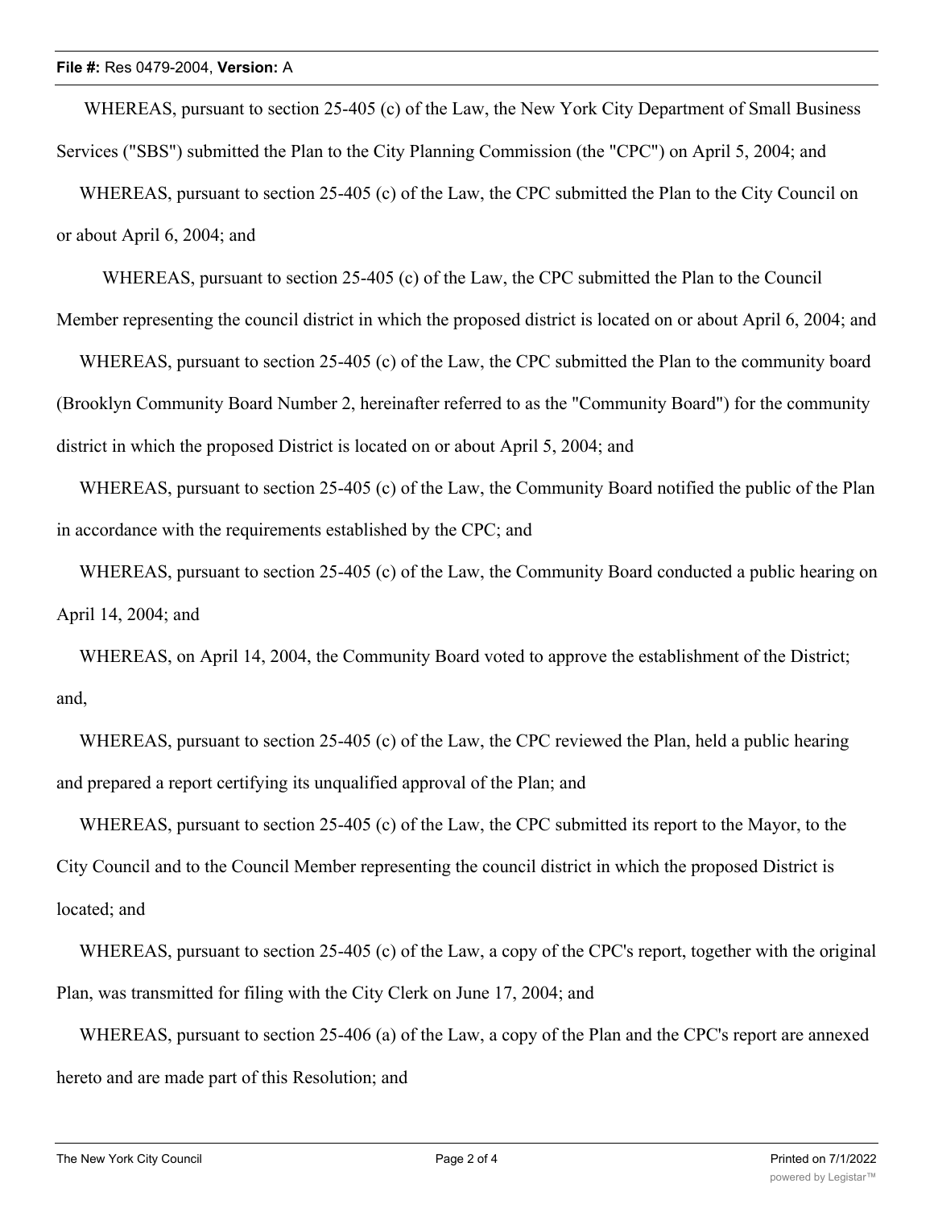WHEREAS, pursuant to section 25-405 (c) of the Law, the New York City Department of Small Business Services ("SBS") submitted the Plan to the City Planning Commission (the "CPC") on April 5, 2004; and

WHEREAS, pursuant to section 25-405 (c) of the Law, the CPC submitted the Plan to the City Council on or about April 6, 2004; and

WHEREAS, pursuant to section 25-405 (c) of the Law, the CPC submitted the Plan to the Council Member representing the council district in which the proposed district is located on or about April 6, 2004; and

WHEREAS, pursuant to section 25-405 (c) of the Law, the CPC submitted the Plan to the community board (Brooklyn Community Board Number 2, hereinafter referred to as the "Community Board") for the community district in which the proposed District is located on or about April 5, 2004; and

WHEREAS, pursuant to section 25-405 (c) of the Law, the Community Board notified the public of the Plan in accordance with the requirements established by the CPC; and

WHEREAS, pursuant to section 25-405 (c) of the Law, the Community Board conducted a public hearing on April 14, 2004; and

WHEREAS, on April 14, 2004, the Community Board voted to approve the establishment of the District; and,

WHEREAS, pursuant to section 25-405 (c) of the Law, the CPC reviewed the Plan, held a public hearing and prepared a report certifying its unqualified approval of the Plan; and

WHEREAS, pursuant to section 25-405 (c) of the Law, the CPC submitted its report to the Mayor, to the City Council and to the Council Member representing the council district in which the proposed District is located; and

WHEREAS, pursuant to section 25-405 (c) of the Law, a copy of the CPC's report, together with the original Plan, was transmitted for filing with the City Clerk on June 17, 2004; and

WHEREAS, pursuant to section 25-406 (a) of the Law, a copy of the Plan and the CPC's report are annexed hereto and are made part of this Resolution; and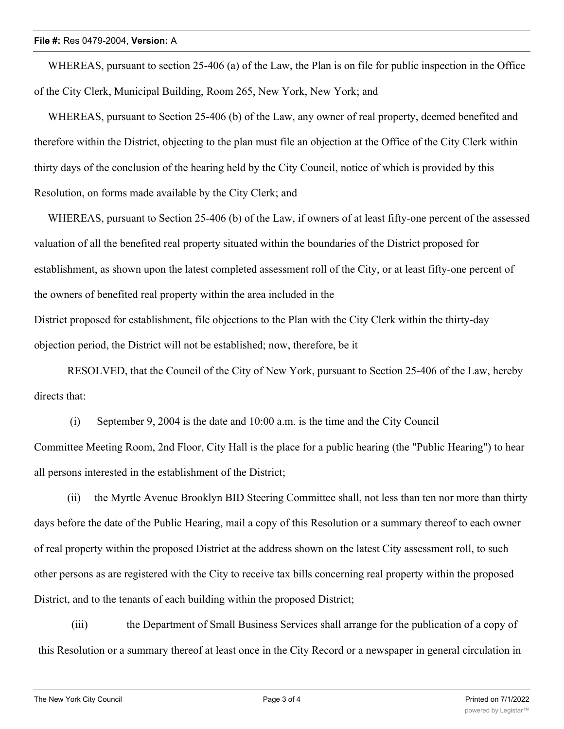WHEREAS, pursuant to section 25-406 (a) of the Law, the Plan is on file for public inspection in the Office of the City Clerk, Municipal Building, Room 265, New York, New York; and

WHEREAS, pursuant to Section 25-406 (b) of the Law, any owner of real property, deemed benefited and therefore within the District, objecting to the plan must file an objection at the Office of the City Clerk within thirty days of the conclusion of the hearing held by the City Council, notice of which is provided by this Resolution, on forms made available by the City Clerk; and

WHEREAS, pursuant to Section 25-406 (b) of the Law, if owners of at least fifty-one percent of the assessed valuation of all the benefited real property situated within the boundaries of the District proposed for establishment, as shown upon the latest completed assessment roll of the City, or at least fifty-one percent of the owners of benefited real property within the area included in the District proposed for establishment, file objections to the Plan with the City Clerk within the thirty-day objection period, the District will not be established; now, therefore, be it

RESOLVED, that the Council of the City of New York, pursuant to Section 25-406 of the Law, hereby directs that:

(i) September 9, 2004 is the date and 10:00 a.m. is the time and the City Council Committee Meeting Room, 2nd Floor, City Hall is the place for a public hearing (the "Public Hearing") to hear all persons interested in the establishment of the District;

(ii) the Myrtle Avenue Brooklyn BID Steering Committee shall, not less than ten nor more than thirty days before the date of the Public Hearing, mail a copy of this Resolution or a summary thereof to each owner of real property within the proposed District at the address shown on the latest City assessment roll, to such other persons as are registered with the City to receive tax bills concerning real property within the proposed District, and to the tenants of each building within the proposed District;

(iii) the Department of Small Business Services shall arrange for the publication of a copy of this Resolution or a summary thereof at least once in the City Record or a newspaper in general circulation in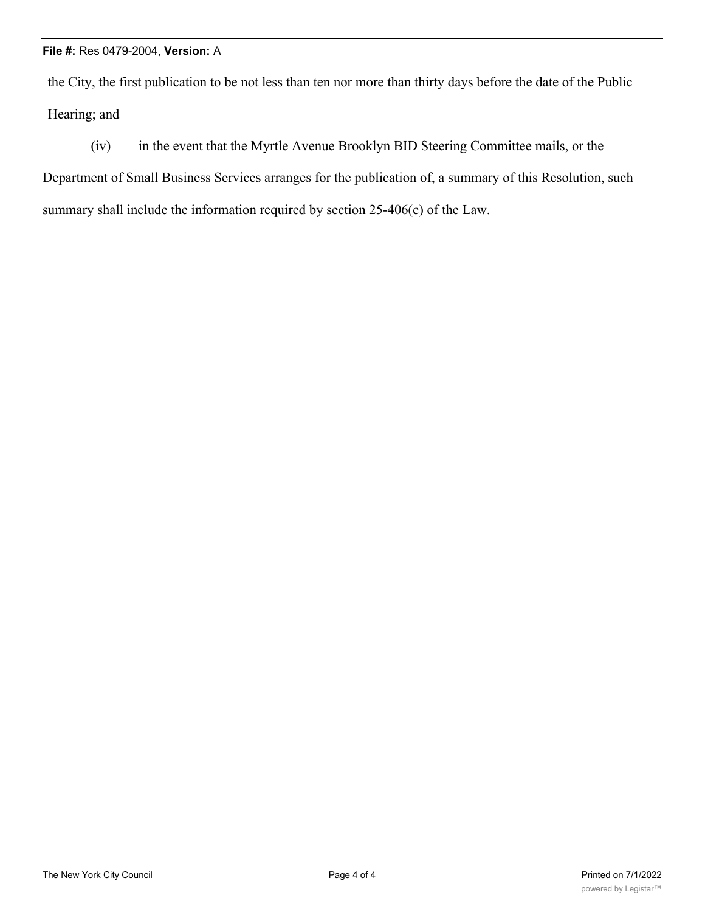the City, the first publication to be not less than ten nor more than thirty days before the date of the Public Hearing; and

(iv) in the event that the Myrtle Avenue Brooklyn BID Steering Committee mails, or the Department of Small Business Services arranges for the publication of, a summary of this Resolution, such summary shall include the information required by section 25-406(c) of the Law.